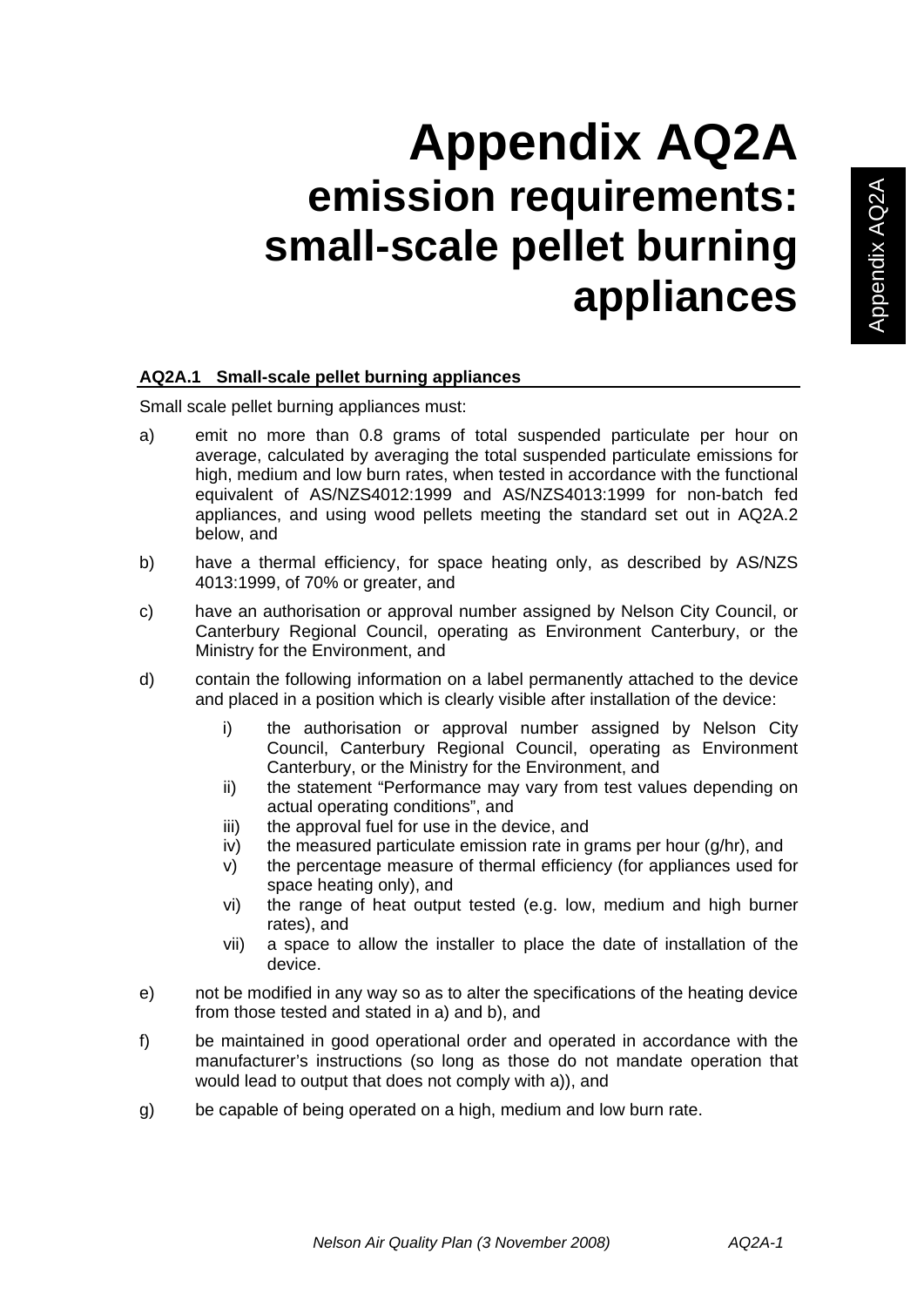# Appendix AQ2A
# emission requirements: small-scale pellet burning appliances

## AQ2A.1 Small-scale pellet burning appliances

Small scale pellet burning appliances must:

a) emit no more than 0.8 grams of total suspended particulate per hour on average, calculated by averaging the total suspended particulate emissions for high, medium and low burn rates, when tested in accordance with the functional equivalent of AS/NZS4012:1999 and AS/NZS4013:1999 for non-batch fed appliances, and using wood pellets meeting the standard set out in AQ2A.2 below, and

b) have a thermal efficiency, for space heating only, as described by AS/NZS 4013:1999, of 70% or greater, and

c) have an authorisation or approval number assigned by Nelson City Council, or Canterbury Regional Council, operating as Environment Canterbury, or the Ministry for the Environment, and

d) contain the following information on a label permanently attached to the device and placed in a position which is clearly visible after installation of the device:

   i) the authorisation or approval number assigned by Nelson City Council, Canterbury Regional Council, operating as Environment Canterbury, or the Ministry for the Environment, and
   ii) the statement "Performance may vary from test values depending on actual operating conditions", and
   iii) the approval fuel for use in the device, and
   iv) the measured particulate emission rate in grams per hour (g/hr), and
   v) the percentage measure of thermal efficiency (for appliances used for space heating only), and
   vi) the range of heat output tested (e.g. low, medium and high burner rates), and
   vii) a space to allow the installer to place the date of installation of the device.

e) not be modified in any way so as to alter the specifications of the heating device from those tested and stated in a) and b), and

f) be maintained in good operational order and operated in accordance with the manufacturer's instructions (so long as those do not mandate operation that would lead to output that does not comply with a)), and

g) be capable of being operated on a high, medium and low burn rate.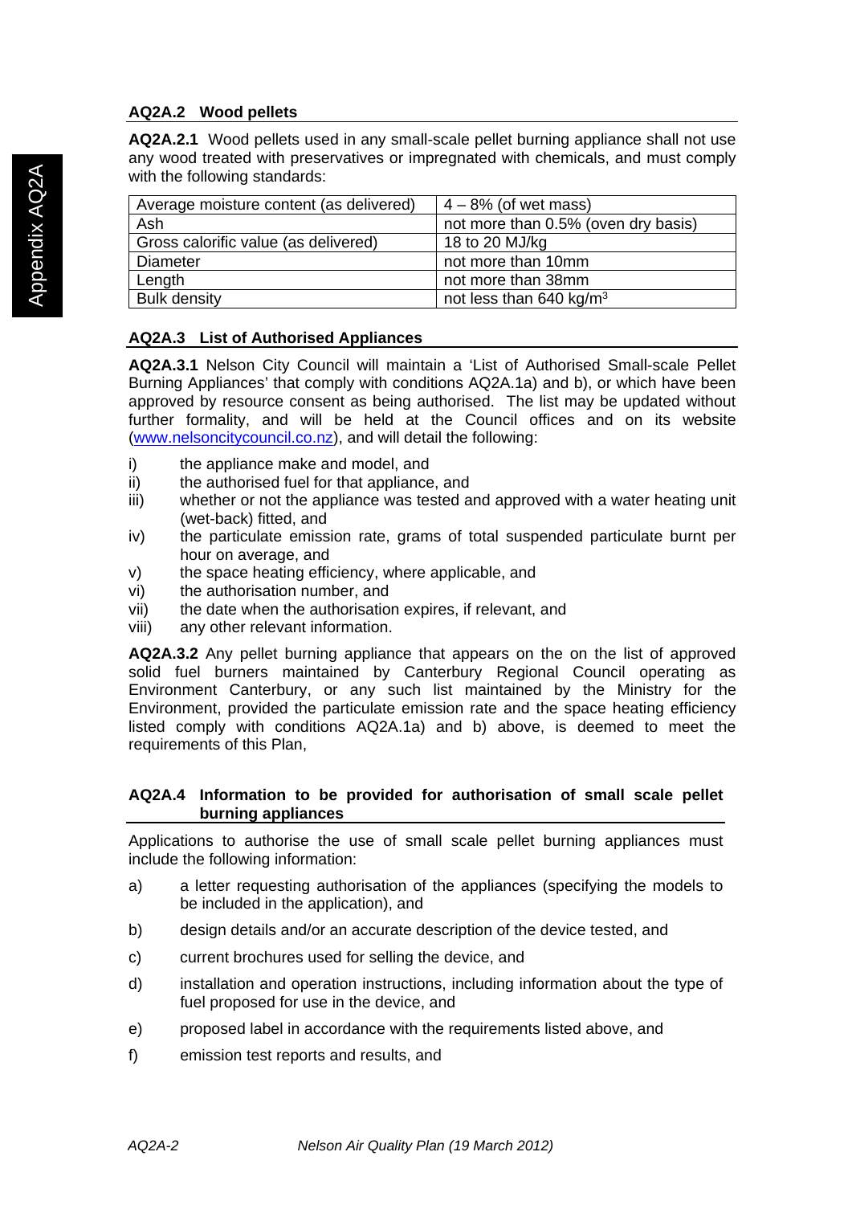### AQ2A.2 Wood pellets

**AQ2A.2.1** Wood pellets used in any small-scale pellet burning appliance shall not use any wood treated with preservatives or impregnated with chemicals, and must comply with the following standards:

| Average moisture content (as delivered) | 4 – 8% (of wet mass) |
|---|---|
| Ash | not more than 0.5% (oven dry basis) |
| Gross calorific value (as delivered) | 18 to 20 MJ/kg |
| Diameter | not more than 10mm |
| Length | not more than 38mm |
| Bulk density | not less than 640 kg/m$^3$ |

### AQ2A.3 List of Authorised Appliances

**AQ2A.3.1** Nelson City Council will maintain a 'List of Authorised Small-scale Pellet Burning Appliances' that comply with conditions AQ2A.1a) and b), or which have been approved by resource consent as being authorised. The list may be updated without further formality, and will be held at the Council offices and on its website (www.nelsoncitycouncil.co.nz), and will detail the following:

i) the appliance make and model, and
ii) the authorised fuel for that appliance, and
iii) whether or not the appliance was tested and approved with a water heating unit (wet-back) fitted, and
iv) the particulate emission rate, grams of total suspended particulate burnt per hour on average, and
v) the space heating efficiency, where applicable, and
vi) the authorisation number, and
vii) the date when the authorisation expires, if relevant, and
viii) any other relevant information.

**AQ2A.3.2** Any pellet burning appliance that appears on the on the list of approved solid fuel burners maintained by Canterbury Regional Council operating as Environment Canterbury, or any such list maintained by the Ministry for the Environment, provided the particulate emission rate and the space heating efficiency listed comply with conditions AQ2A.1a) and b) above, is deemed to meet the requirements of this Plan,

### AQ2A.4 Information to be provided for authorisation of small scale pellet burning appliances

Applications to authorise the use of small scale pellet burning appliances must include the following information:

a) a letter requesting authorisation of the appliances (specifying the models to be included in the application), and

b) design details and/or an accurate description of the device tested, and

c) current brochures used for selling the device, and

d) installation and operation instructions, including information about the type of fuel proposed for use in the device, and

e) proposed label in accordance with the requirements listed above, and

f) emission test reports and results, and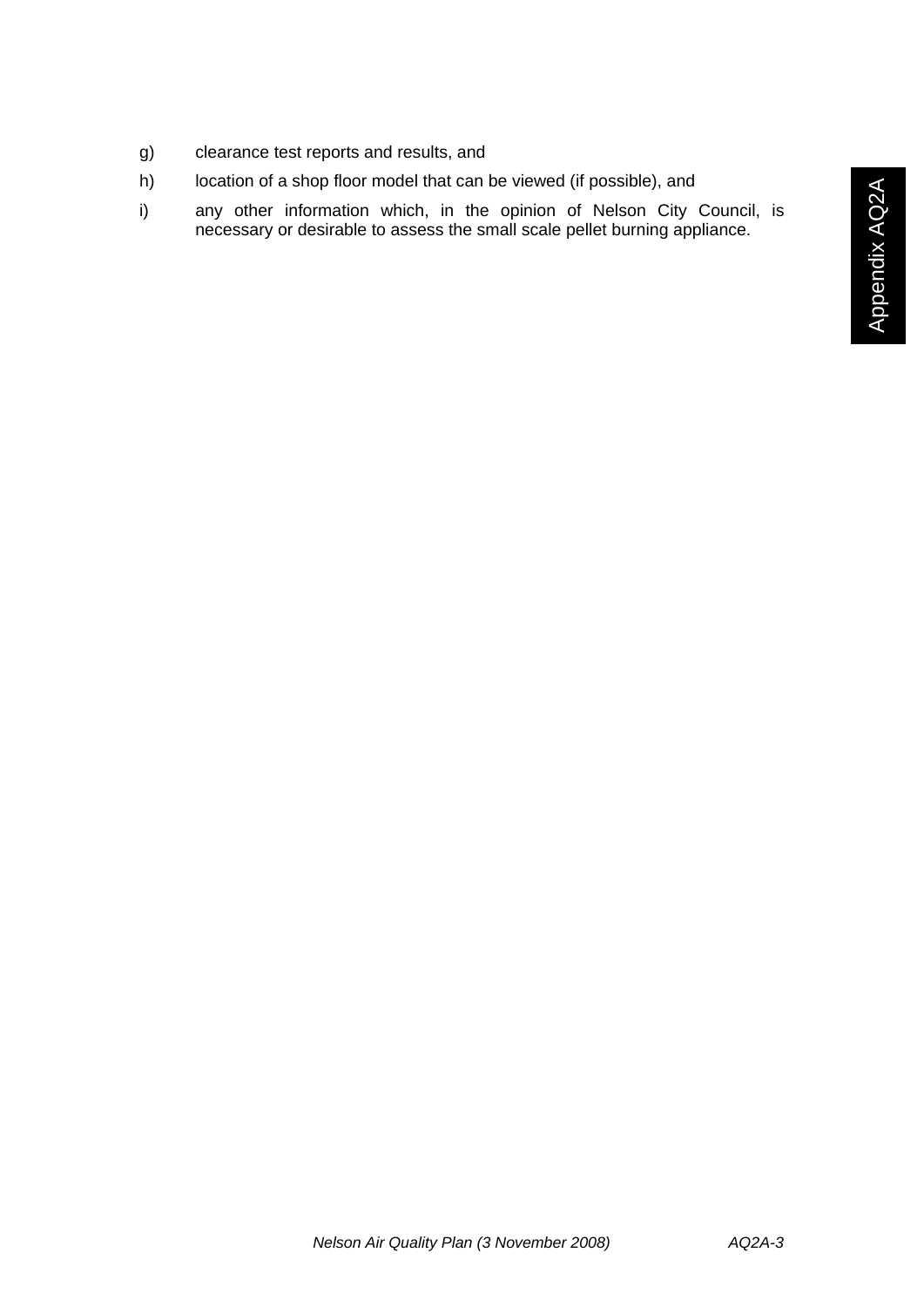g) clearance test reports and results, and

h) location of a shop floor model that can be viewed (if possible), and

i) any other information which, in the opinion of Nelson City Council, is necessary or desirable to assess the small scale pellet burning appliance.